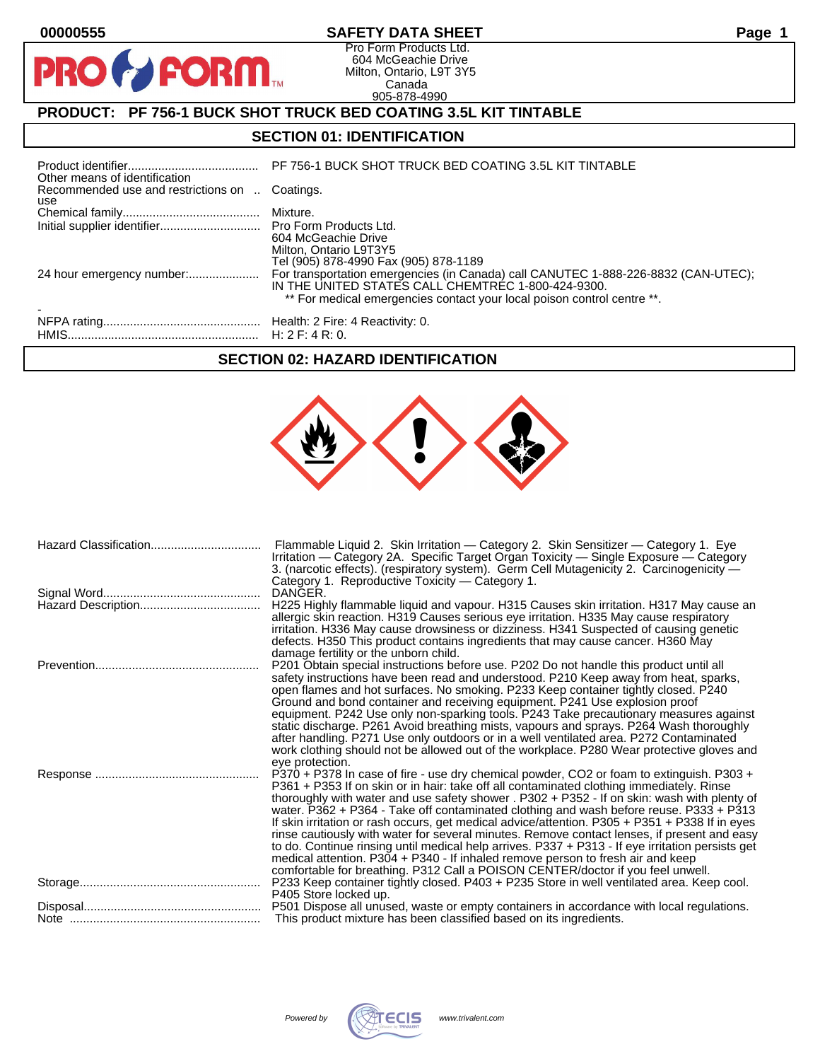00000555 **SAFETY DATA SHEET**

Pro Form Products Ltd.
604 McGeachie Drive
Milton, Ontario, L9T 3Y5
Canada
905-878-4990

## PRODUCT: PF 756-1 BUCK SHOT TRUCK BED COATING 3.5L KIT TINTABLE

## SECTION 01: IDENTIFICATION

| | |
|---|---|
| Product identifier | PF 756-1 BUCK SHOT TRUCK BED COATING 3.5L KIT TINTABLE |
| Other means of identification | |
| Recommended use and restrictions on use | Coatings. |
| Chemical family | Mixture. |
| Initial supplier identifier | Pro Form Products Ltd.<br>604 McGeachie Drive<br>Milton, Ontario L9T3Y5<br>Tel (905) 878-4990 Fax (905) 878-1189 |
| 24 hour emergency number: | For transportation emergencies (in Canada) call CANUTEC 1-888-226-8832 (CAN-UTEC); IN THE UNITED STATES CALL CHEMTREC 1-800-424-9300.<br>** For medical emergencies contact your local poison control centre **. |
| - | |
| NFPA rating | Health: 2 Fire: 4 Reactivity: 0. |
| HMIS | H: 2 F: 4 R: 0. |

## SECTION 02: HAZARD IDENTIFICATION

| | |
|---|---|
| Hazard Classification | Flammable Liquid 2. Skin Irritation — Category 2. Skin Sensitizer — Category 1. Eye Irritation — Category 2A. Specific Target Organ Toxicity — Single Exposure — Category 3. (narcotic effects). (respiratory system). Germ Cell Mutagenicity 2. Carcinogenicity — Category 1. Reproductive Toxicity — Category 1. |
| Signal Word | DANGER. |
| Hazard Description | H225 Highly flammable liquid and vapour. H315 Causes skin irritation. H317 May cause an allergic skin reaction. H319 Causes serious eye irritation. H335 May cause respiratory irritation. H336 May cause drowsiness or dizziness. H341 Suspected of causing genetic defects. H350 This product contains ingredients that may cause cancer. H360 May damage fertility or the unborn child. |
| Prevention | P201 Obtain special instructions before use. P202 Do not handle this product until all safety instructions have been read and understood. P210 Keep away from heat, sparks, open flames and hot surfaces. No smoking. P233 Keep container tightly closed. P240 Ground and bond container and receiving equipment. P241 Use explosion proof equipment. P242 Use only non-sparking tools. P243 Take precautionary measures against static discharge. P261 Avoid breathing mists, vapours and sprays. P264 Wash thoroughly after handling. P271 Use only outdoors or in a well ventilated area. P272 Contaminated work clothing should not be allowed out of the workplace. P280 Wear protective gloves and eye protection. |
| Response | P370 + P378 In case of fire - use dry chemical powder, CO2 or foam to extinguish. P303 + P361 + P353 If on skin or in hair: take off all contaminated clothing immediately. Rinse thoroughly with water and use safety shower . P302 + P352 - If on skin: wash with plenty of water. P362 + P364 - Take off contaminated clothing and wash before reuse. P333 + P313 If skin irritation or rash occurs, get medical advice/attention. P305 + P351 + P338 If in eyes rinse cautiously with water for several minutes. Remove contact lenses, if present and easy to do. Continue rinsing until medical help arrives. P337 + P313 - If eye irritation persists get medical attention. P304 + P340 - If inhaled remove person to fresh air and keep comfortable for breathing. P312 Call a POISON CENTER/doctor if you feel unwell. |
| Storage | P233 Keep container tightly closed. P403 + P235 Store in well ventilated area. Keep cool. P405 Store locked up. |
| Disposal | P501 Dispose all unused, waste or empty containers in accordance with local regulations. |
| Note | This product mixture has been classified based on its ingredients. |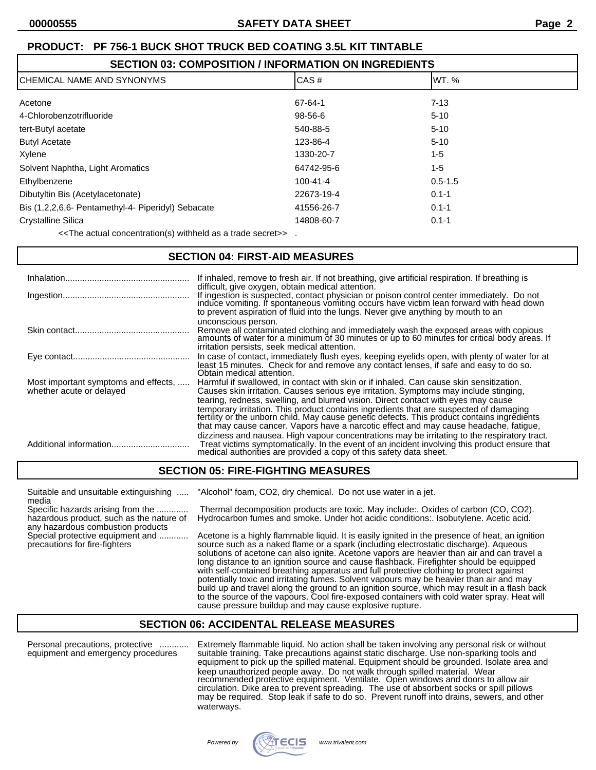**PRODUCT: PF 756-1 BUCK SHOT TRUCK BED COATING 3.5L KIT TINTABLE**

## SECTION 03: COMPOSITION / INFORMATION ON INGREDIENTS

| CHEMICAL NAME AND SYNONYMS | CAS # | WT. % |
|---|---|---|
| Acetone | 67-64-1 | 7-13 |
| 4-Chlorobenzotrifluoride | 98-56-6 | 5-10 |
| tert-Butyl acetate | 540-88-5 | 5-10 |
| Butyl Acetate | 123-86-4 | 5-10 |
| Xylene | 1330-20-7 | 1-5 |
| Solvent Naphtha, Light Aromatics | 64742-95-6 | 1-5 |
| Ethylbenzene | 100-41-4 | 0.5-1.5 |
| Dibutyltin Bis (Acetylacetonate) | 22673-19-4 | 0.1-1 |
| Bis (1,2,2,6,6- Pentamethyl-4- Piperidyl) Sebacate | 41556-26-7 | 0.1-1 |
| Crystalline Silica | 14808-60-7 | 0.1-1 |

<<The actual concentration(s) withheld as a trade secret>> .

## SECTION 04: FIRST-AID MEASURES

**Inhalation:** If inhaled, remove to fresh air. If not breathing, give artificial respiration. If breathing is difficult, give oxygen, obtain medical attention.

**Ingestion:** If ingestion is suspected, contact physician or poison control center immediately. Do not induce vomiting. If spontaneous vomiting occurs have victim lean forward with head down to prevent aspiration of fluid into the lungs. Never give anything by mouth to an unconscious person.

**Skin contact:** Remove all contaminated clothing and immediately wash the exposed areas with copious amounts of water for a minimum of 30 minutes or up to 60 minutes for critical body areas. If irritation persists, seek medical attention.

**Eye contact:** In case of contact, immediately flush eyes, keeping eyelids open, with plenty of water for at least 15 minutes. Check for and remove any contact lenses, if safe and easy to do so. Obtain medical attention.

**Most important symptoms and effects, whether acute or delayed:** Harmful if swallowed, in contact with skin or if inhaled. Can cause skin sensitization. Causes skin irritation. Causes serious eye irritation. Symptoms may include stinging, tearing, redness, swelling, and blurred vision. Direct contact with eyes may cause temporary irritation. This product contains ingredients that are suspected of damaging fertility or the unborn child. May cause genetic defects. This product contains ingredients that may cause cancer. Vapors have a narcotic effect and may cause headache, fatigue, dizziness and nausea. High vapour concentrations may be irritating to the respiratory tract.

**Additional information:** Treat victims symptomatically. In the event of an incident involving this product ensure that medical authorities are provided a copy of this safety data sheet.

## SECTION 05: FIRE-FIGHTING MEASURES

**Suitable and unsuitable extinguishing media:** "Alcohol" foam, $CO_2$, dry chemical. Do not use water in a jet.

**Specific hazards arising from the hazardous product, such as the nature of any hazardous combustion products:** Thermal decomposition products are toxic. May include:. Oxides of carbon (CO, $CO_2$). Hydrocarbon fumes and smoke. Under hot acidic conditions:. Isobutylene. Acetic acid.

**Special protective equipment and precautions for fire-fighters:** Acetone is a highly flammable liquid. It is easily ignited in the presence of heat, an ignition source such as a naked flame or a spark (including electrostatic discharge). Aqueous solutions of acetone can also ignite. Acetone vapors are heavier than air and can travel a long distance to an ignition source and cause flashback. Firefighter should be equipped with self-contained breathing apparatus and full protective clothing to protect against potentially toxic and irritating fumes. Solvent vapours may be heavier than air and may build up and travel along the ground to an ignition source, which may result in a flash back to the source of the vapours. Cool fire-exposed containers with cold water spray. Heat will cause pressure buildup and may cause explosive rupture.

## SECTION 06: ACCIDENTAL RELEASE MEASURES

**Personal precautions, protective equipment and emergency procedures:** Extremely flammable liquid. No action shall be taken involving any personal risk or without suitable training. Take precautions against static discharge. Use non-sparking tools and equipment to pick up the spilled material. Equipment should be grounded. Isolate area and keep unauthorized people away. Do not walk through spilled material. Wear recommended protective equipment. Ventilate. Open windows and doors to allow air circulation. Dike area to prevent spreading. The use of absorbent socks or spill pillows may be required. Stop leak if safe to do so. Prevent runoff into drains, sewers, and other waterways.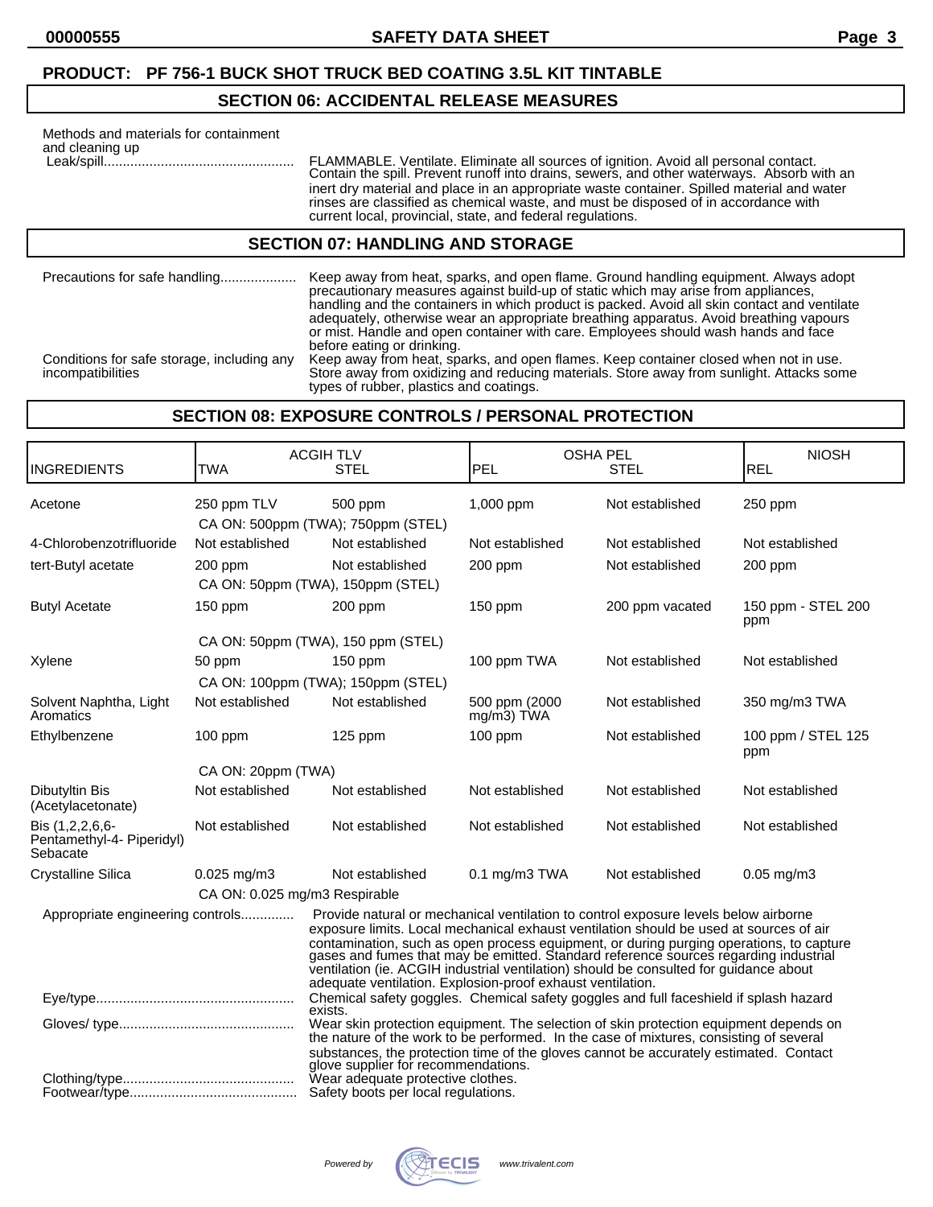**PRODUCT: PF 756-1 BUCK SHOT TRUCK BED COATING 3.5L KIT TINTABLE**

## SECTION 06: ACCIDENTAL RELEASE MEASURES

Methods and materials for containment and cleaning up

Leak/spill: FLAMMABLE. Ventilate. Eliminate all sources of ignition. Avoid all personal contact. Contain the spill. Prevent runoff into drains, sewers, and other waterways. Absorb with an inert dry material and place in an appropriate waste container. Spilled material and water rinses are classified as chemical waste, and must be disposed of in accordance with current local, provincial, state, and federal regulations.

## SECTION 07: HANDLING AND STORAGE

Precautions for safe handling: Keep away from heat, sparks, and open flame. Ground handling equipment. Always adopt precautionary measures against build-up of static which may arise from appliances, handling and the containers in which product is packed. Avoid all skin contact and ventilate adequately, otherwise wear an appropriate breathing apparatus. Avoid breathing vapours or mist. Handle and open container with care. Employees should wash hands and face before eating or drinking.

Conditions for safe storage, including any incompatibilities: Keep away from heat, sparks, and open flames. Keep container closed when not in use. Store away from oxidizing and reducing materials. Store away from sunlight. Attacks some types of rubber, plastics and coatings.

## SECTION 08: EXPOSURE CONTROLS / PERSONAL PROTECTION

| INGREDIENTS | ACGIH TLV TWA | ACGIH TLV STEL | OSHA PEL PEL | OSHA PEL STEL | NIOSH REL |
|---|---|---|---|---|---|
| Acetone | 250 ppm TLV | 500 ppm | 1,000 ppm | Not established | 250 ppm |
| | CA ON: 500ppm (TWA); 750ppm (STEL) | | | | |
| 4-Chlorobenzotrifluoride | Not established | Not established | Not established | Not established | Not established |
| tert-Butyl acetate | 200 ppm | Not established | 200 ppm | Not established | 200 ppm |
| | CA ON: 50ppm (TWA), 150ppm (STEL) | | | | |
| Butyl Acetate | 150 ppm | 200 ppm | 150 ppm | 200 ppm vacated | 150 ppm - STEL 200 ppm |
| | CA ON: 50ppm (TWA), 150 ppm (STEL) | | | | |
| Xylene | 50 ppm | 150 ppm | 100 ppm TWA | Not established | Not established |
| | CA ON: 100ppm (TWA); 150ppm (STEL) | | | | |
| Solvent Naphtha, Light Aromatics | Not established | Not established | 500 ppm (2000 mg/m3) TWA | Not established | 350 mg/m3 TWA |
| Ethylbenzene | 100 ppm | 125 ppm | 100 ppm | Not established | 100 ppm / STEL 125 ppm |
| | CA ON: 20ppm (TWA) | | | | |
| Dibutyltin Bis (Acetylacetonate) | Not established | Not established | Not established | Not established | Not established |
| Bis (1,2,2,6,6-Pentamethyl-4- Piperidyl) Sebacate | Not established | Not established | Not established | Not established | Not established |
| Crystalline Silica | 0.025 mg/m3 | Not established | 0.1 mg/m3 TWA | Not established | 0.05 mg/m3 |
| | CA ON: 0.025 mg/m3 Respirable | | | | |

Appropriate engineering controls: Provide natural or mechanical ventilation to control exposure levels below airborne exposure limits. Local mechanical exhaust ventilation should be used at sources of air contamination, such as open process equipment, or during purging operations, to capture gases and fumes that may be emitted. Standard reference sources regarding industrial ventilation (ie. ACGIH industrial ventilation) should be consulted for guidance about adequate ventilation. Explosion-proof exhaust ventilation.

Eye/type: Chemical safety goggles. Chemical safety goggles and full faceshield if splash hazard exists.

Gloves/ type: Wear skin protection equipment. The selection of skin protection equipment depends on the nature of the work to be performed. In the case of mixtures, consisting of several substances, the protection time of the gloves cannot be accurately estimated. Contact glove supplier for recommendations.

Clothing/type: Wear adequate protective clothes.

Footwear/type: Safety boots per local regulations.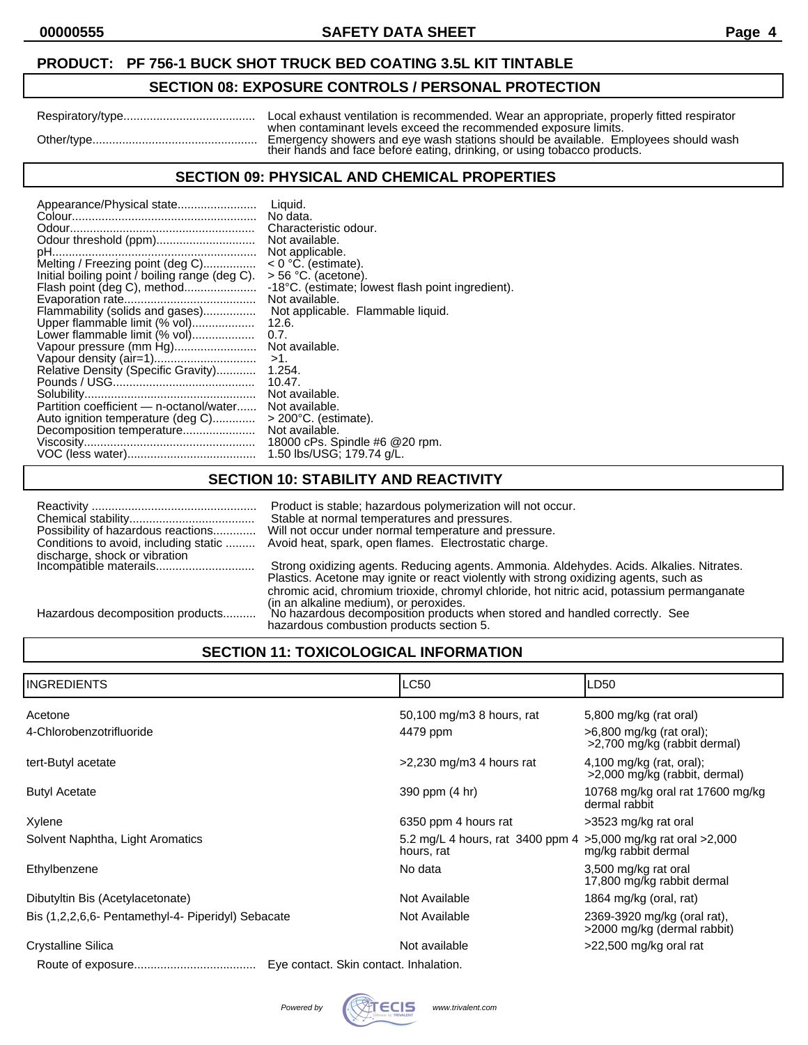**PRODUCT: PF 756-1 BUCK SHOT TRUCK BED COATING 3.5L KIT TINTABLE**

## SECTION 08: EXPOSURE CONTROLS / PERSONAL PROTECTION

| | |
|---|---|
| Respiratory/type | Local exhaust ventilation is recommended. Wear an appropriate, properly fitted respirator when contaminant levels exceed the recommended exposure limits. |
| Other/type | Emergency showers and eye wash stations should be available. Employees should wash their hands and face before eating, drinking, or using tobacco products. |

## SECTION 09: PHYSICAL AND CHEMICAL PROPERTIES

| | |
|---|---|
| Appearance/Physical state | Liquid. |
| Colour | No data. |
| Odour | Characteristic odour. |
| Odour threshold (ppm) | Not available. |
| pH | Not applicable. |
| Melting / Freezing point (deg C) | < 0 °C. (estimate). |
| Initial boiling point / boiling range (deg C). | > 56 °C. (acetone). |
| Flash point (deg C), method | -18°C. (estimate; lowest flash point ingredient). |
| Evaporation rate | Not available. |
| Flammability (solids and gases) | Not applicable. Flammable liquid. |
| Upper flammable limit (% vol) | 12.6. |
| Lower flammable limit (% vol) | 0.7. |
| Vapour pressure (mm Hg) | Not available. |
| Vapour density (air=1) | >1. |
| Relative Density (Specific Gravity) | 1.254. |
| Pounds / USG | 10.47. |
| Solubility | Not available. |
| Partition coefficient — n-octanol/water | Not available. |
| Auto ignition temperature (deg C) | > 200°C. (estimate). |
| Decomposition temperature | Not available. |
| Viscosity | 18000 cPs. Spindle #6 @20 rpm. |
| VOC (less water) | 1.50 lbs/USG; 179.74 g/L. |

## SECTION 10: STABILITY AND REACTIVITY

| | |
|---|---|
| Reactivity | Product is stable; hazardous polymerization will not occur. |
| Chemical stability | Stable at normal temperatures and pressures. |
| Possibility of hazardous reactions | Will not occur under normal temperature and pressure. |
| Conditions to avoid, including static discharge, shock or vibration | Avoid heat, spark, open flames. Electrostatic charge. |
| Incompatible materails | Strong oxidizing agents. Reducing agents. Ammonia. Aldehydes. Acids. Alkalies. Nitrates. Plastics. Acetone may ignite or react violently with strong oxidizing agents, such as chromic acid, chromium trioxide, chromyl chloride, hot nitric acid, potassium permanganate (in an alkaline medium), or peroxides. |
| Hazardous decomposition products | No hazardous decomposition products when stored and handled correctly. See hazardous combustion products section 5. |

## SECTION 11: TOXICOLOGICAL INFORMATION

| INGREDIENTS | LC50 | LD50 |
|---|---|---|
| Acetone | 50,100 mg/m3 8 hours, rat | 5,800 mg/kg (rat oral) |
| 4-Chlorobenzotrifluoride | 4479 ppm | >6,800 mg/kg (rat oral); >2,700 mg/kg (rabbit dermal) |
| tert-Butyl acetate | >2,230 mg/m3 4 hours rat | 4,100 mg/kg (rat, oral); >2,000 mg/kg (rabbit, dermal) |
| Butyl Acetate | 390 ppm (4 hr) | 10768 mg/kg oral rat 17600 mg/kg dermal rabbit |
| Xylene | 6350 ppm 4 hours rat | >3523 mg/kg rat oral |
| Solvent Naphtha, Light Aromatics | 5.2 mg/L 4 hours, rat 3400 ppm 4 hours, rat | >5,000 mg/kg rat oral >2,000 mg/kg rabbit dermal |
| Ethylbenzene | No data | 3,500 mg/kg rat oral 17,800 mg/kg rabbit dermal |
| Dibutyltin Bis (Acetylacetonate) | Not Available | 1864 mg/kg (oral, rat) |
| Bis (1,2,2,6,6- Pentamethyl-4- Piperidyl) Sebacate | Not Available | 2369-3920 mg/kg (oral rat), >2000 mg/kg (dermal rabbit) |
| Crystalline Silica | Not available | >22,500 mg/kg oral rat |

Route of exposure: Eye contact. Skin contact. Inhalation.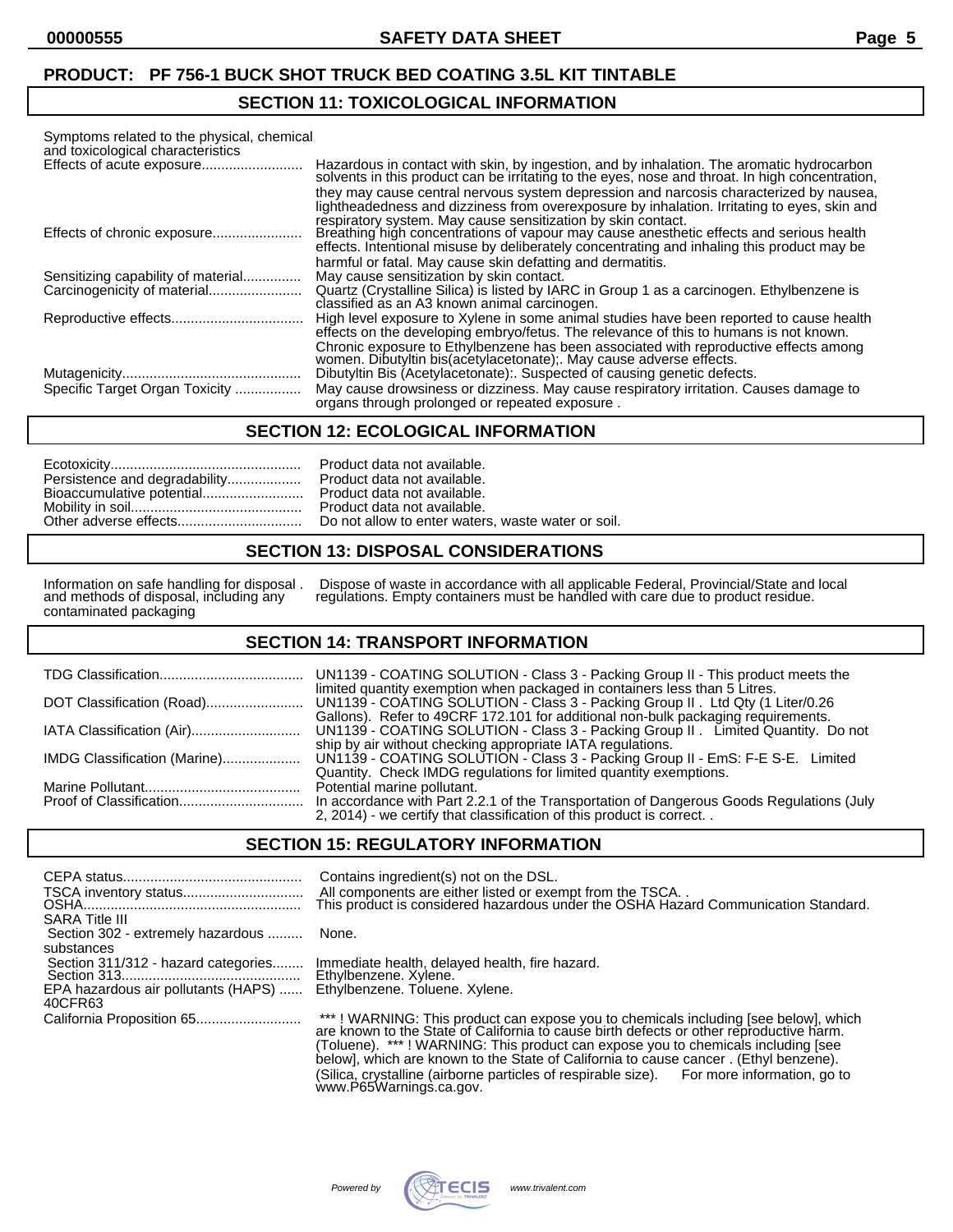**PRODUCT: PF 756-1 BUCK SHOT TRUCK BED COATING 3.5L KIT TINTABLE**

## SECTION 11: TOXICOLOGICAL INFORMATION

Symptoms related to the physical, chemical and toxicological characteristics

| | |
|---|---|
| Effects of acute exposure | Hazardous in contact with skin, by ingestion, and by inhalation. The aromatic hydrocarbon solvents in this product can be irritating to the eyes, nose and throat. In high concentration, they may cause central nervous system depression and narcosis characterized by nausea, lightheadedness and dizziness from overexposure by inhalation. Irritating to eyes, skin and respiratory system. May cause sensitization by skin contact. |
| Effects of chronic exposure | Breathing high concentrations of vapour may cause anesthetic effects and serious health effects. Intentional misuse by deliberately concentrating and inhaling this product may be harmful or fatal. May cause skin defatting and dermatitis. |
| Sensitizing capability of material | May cause sensitization by skin contact. |
| Carcinogenicity of material | Quartz (Crystalline Silica) is listed by IARC in Group 1 as a carcinogen. Ethylbenzene is classified as an A3 known animal carcinogen. |
| Reproductive effects | High level exposure to Xylene in some animal studies have been reported to cause health effects on the developing embryo/fetus. The relevance of this to humans is not known. Chronic exposure to Ethylbenzene has been associated with reproductive effects among women. Dibutyltin bis(acetylacetonate);. May cause adverse effects. |
| Mutagenicity | Dibutyltin Bis (Acetylacetonate):. Suspected of causing genetic defects. |
| Specific Target Organ Toxicity | May cause drowsiness or dizziness. May cause respiratory irritation. Causes damage to organs through prolonged or repeated exposure . |

## SECTION 12: ECOLOGICAL INFORMATION

| | |
|---|---|
| Ecotoxicity | Product data not available. |
| Persistence and degradability | Product data not available. |
| Bioaccumulative potential | Product data not available. |
| Mobility in soil | Product data not available. |
| Other adverse effects | Do not allow to enter waters, waste water or soil. |

## SECTION 13: DISPOSAL CONSIDERATIONS

| | |
|---|---|
| Information on safe handling for disposal . and methods of disposal, including any contaminated packaging | Dispose of waste in accordance with all applicable Federal, Provincial/State and local regulations. Empty containers must be handled with care due to product residue. |

## SECTION 14: TRANSPORT INFORMATION

| | |
|---|---|
| TDG Classification | UN1139 - COATING SOLUTION - Class 3 - Packing Group II - This product meets the limited quantity exemption when packaged in containers less than 5 Litres. |
| DOT Classification (Road) | UN1139 - COATING SOLUTION - Class 3 - Packing Group II . Ltd Qty (1 Liter/0.26 Gallons). Refer to 49CRF 172.101 for additional non-bulk packaging requirements. |
| IATA Classification (Air) | UN1139 - COATING SOLUTION - Class 3 - Packing Group II . Limited Quantity. Do not ship by air without checking appropriate IATA regulations. |
| IMDG Classification (Marine) | UN1139 - COATING SOLUTION - Class 3 - Packing Group II - EmS: F-E S-E. Limited Quantity. Check IMDG regulations for limited quantity exemptions. |
| Marine Pollutant | Potential marine pollutant. |
| Proof of Classification | In accordance with Part 2.2.1 of the Transportation of Dangerous Goods Regulations (July 2, 2014) - we certify that classification of this product is correct. . |

## SECTION 15: REGULATORY INFORMATION

| | |
|---|---|
| CEPA status | Contains ingredient(s) not on the DSL. |
| TSCA inventory status | All components are either listed or exempt from the TSCA. . |
| OSHA | This product is considered hazardous under the OSHA Hazard Communication Standard. |
| SARA Title III | |
| Section 302 - extremely hazardous substances | None. |
| Section 311/312 - hazard categories | Immediate health, delayed health, fire hazard. |
| Section 313 | Ethylbenzene. Xylene. |
| EPA hazardous air pollutants (HAPS) 40CFR63 | Ethylbenzene. Toluene. Xylene. |
| California Proposition 65 | *** ! WARNING: This product can expose you to chemicals including [see below], which are known to the State of California to cause birth defects or other reproductive harm. (Toluene). *** ! WARNING: This product can expose you to chemicals including [see below], which are known to the State of California to cause cancer . (Ethyl benzene). (Silica, crystalline (airborne particles of respirable size). For more information, go to www.P65Warnings.ca.gov. |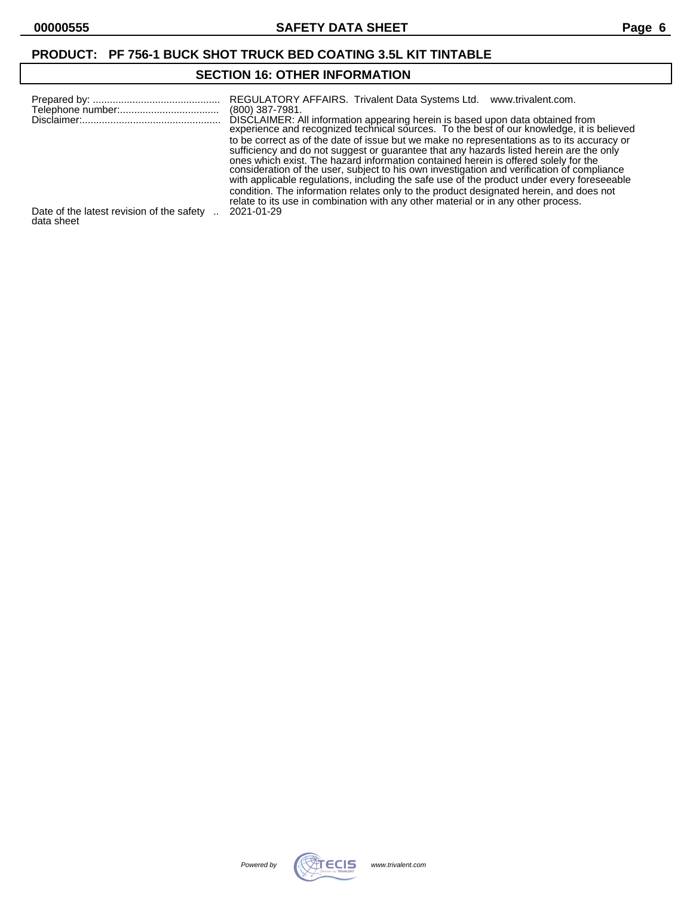**PRODUCT: PF 756-1 BUCK SHOT TRUCK BED COATING 3.5L KIT TINTABLE**

## SECTION 16: OTHER INFORMATION

| | |
|---|---|
| Prepared by: | REGULATORY AFFAIRS. Trivalent Data Systems Ltd. www.trivalent.com. |
| Telephone number: | (800) 387-7981. |
| Disclaimer: | DISCLAIMER: All information appearing herein is based upon data obtained from experience and recognized technical sources. To the best of our knowledge, it is believed to be correct as of the date of issue but we make no representations as to its accuracy or sufficiency and do not suggest or guarantee that any hazards listed herein are the only ones which exist. The hazard information contained herein is offered solely for the consideration of the user, subject to his own investigation and verification of compliance with applicable regulations, including the safe use of the product under every foreseeable condition. The information relates only to the product designated herein, and does not relate to its use in combination with any other material or in any other process. |
| Date of the latest revision of the safety data sheet | 2021-01-29 |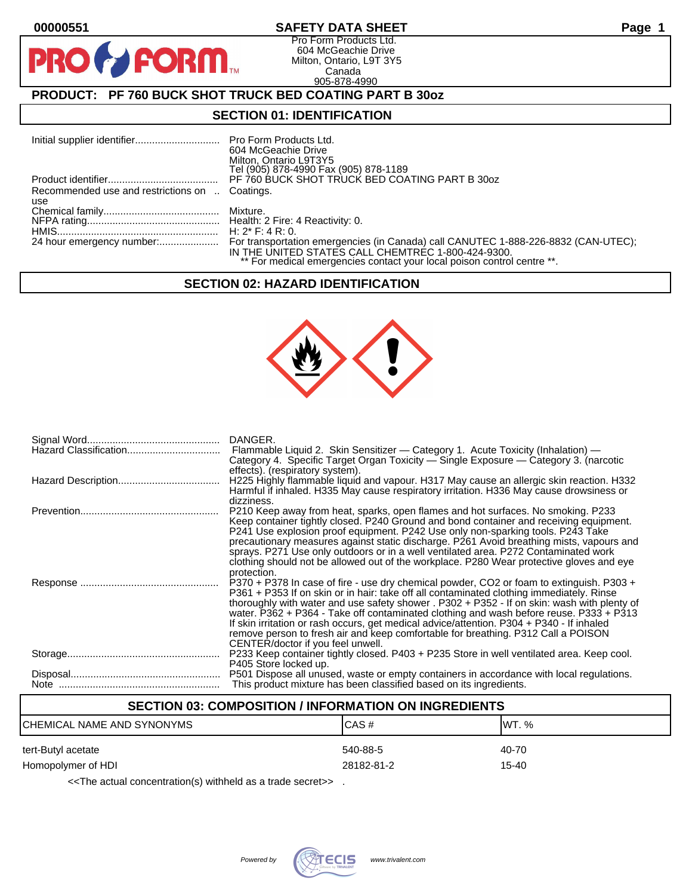00000551 **SAFETY DATA SHEET**

Pro Form Products Ltd.
604 McGeachie Drive
Milton, Ontario, L9T 3Y5
Canada
905-878-4990

## PRODUCT: PF 760 BUCK SHOT TRUCK BED COATING PART B 30oz

## SECTION 01: IDENTIFICATION

| | |
|---|---|
| Initial supplier identifier | Pro Form Products Ltd.<br>604 McGeachie Drive<br>Milton, Ontario L9T3Y5<br>Tel (905) 878-4990 Fax (905) 878-1189 |
| Product identifier | PF 760 BUCK SHOT TRUCK BED COATING PART B 30oz |
| Recommended use and restrictions on use | Coatings. |
| Chemical family | Mixture. |
| NFPA rating | Health: 2 Fire: 4 Reactivity: 0. |
| HMIS | H: 2* F: 4 R: 0. |
| 24 hour emergency number: | For transportation emergencies (in Canada) call CANUTEC 1-888-226-8832 (CAN-UTEC); IN THE UNITED STATES CALL CHEMTREC 1-800-424-9300.<br>** For medical emergencies contact your local poison control centre **. |

## SECTION 02: HAZARD IDENTIFICATION

| | |
|---|---|
| Signal Word | DANGER. |
| Hazard Classification | Flammable Liquid 2. Skin Sensitizer — Category 1. Acute Toxicity (Inhalation) — Category 4. Specific Target Organ Toxicity — Single Exposure — Category 3. (narcotic effects). (respiratory system). |
| Hazard Description | H225 Highly flammable liquid and vapour. H317 May cause an allergic skin reaction. H332 Harmful if inhaled. H335 May cause respiratory irritation. H336 May cause drowsiness or dizziness. |
| Prevention | P210 Keep away from heat, sparks, open flames and hot surfaces. No smoking. P233 Keep container tightly closed. P240 Ground and bond container and receiving equipment. P241 Use explosion proof equipment. P242 Use only non-sparking tools. P243 Take precautionary measures against static discharge. P261 Avoid breathing mists, vapours and sprays. P271 Use only outdoors or in a well ventilated area. P272 Contaminated work clothing should not be allowed out of the workplace. P280 Wear protective gloves and eye protection. |
| Response | P370 + P378 In case of fire - use dry chemical powder, CO2 or foam to extinguish. P303 + P361 + P353 If on skin or in hair: take off all contaminated clothing immediately. Rinse thoroughly with water and use safety shower . P302 + P352 - If on skin: wash with plenty of water. P362 + P364 - Take off contaminated clothing and wash before reuse. P333 + P313 If skin irritation or rash occurs, get medical advice/attention. P304 + P340 - If inhaled remove person to fresh air and keep comfortable for breathing. P312 Call a POISON CENTER/doctor if you feel unwell. |
| Storage | P233 Keep container tightly closed. P403 + P235 Store in well ventilated area. Keep cool. P405 Store locked up. |
| Disposal | P501 Dispose all unused, waste or empty containers in accordance with local regulations. |
| Note | This product mixture has been classified based on its ingredients. |

## SECTION 03: COMPOSITION / INFORMATION ON INGREDIENTS

| CHEMICAL NAME AND SYNONYMS | CAS # | WT. % |
|---|---|---|
| tert-Butyl acetate | 540-88-5 | 40-70 |
| Homopolymer of HDI | 28182-81-2 | 15-40 |

<<The actual concentration(s) withheld as a trade secret>> .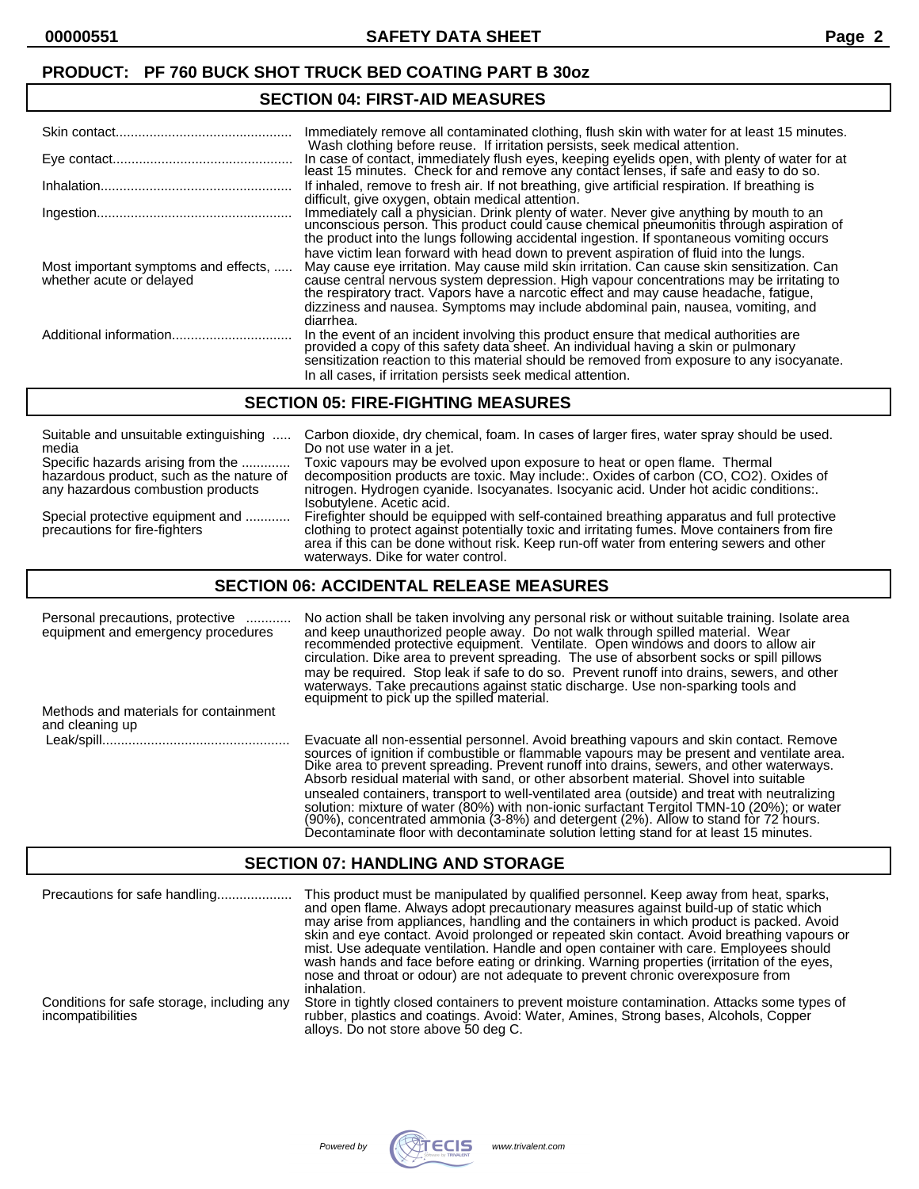**PRODUCT: PF 760 BUCK SHOT TRUCK BED COATING PART B 30oz**

## SECTION 04: FIRST-AID MEASURES

| | |
|---|---|
| Skin contact | Immediately remove all contaminated clothing, flush skin with water for at least 15 minutes. Wash clothing before reuse. If irritation persists, seek medical attention. |
| Eye contact | In case of contact, immediately flush eyes, keeping eyelids open, with plenty of water for at least 15 minutes. Check for and remove any contact lenses, if safe and easy to do so. |
| Inhalation | If inhaled, remove to fresh air. If not breathing, give artificial respiration. If breathing is difficult, give oxygen, obtain medical attention. |
| Ingestion | Immediately call a physician. Drink plenty of water. Never give anything by mouth to an unconscious person. This product could cause chemical pneumonitis through aspiration of the product into the lungs following accidental ingestion. If spontaneous vomiting occurs have victim lean forward with head down to prevent aspiration of fluid into the lungs. |
| Most important symptoms and effects, whether acute or delayed | May cause eye irritation. May cause mild skin irritation. Can cause skin sensitization. Can cause central nervous system depression. High vapour concentrations may be irritating to the respiratory tract. Vapors have a narcotic effect and may cause headache, fatigue, dizziness and nausea. Symptoms may include abdominal pain, nausea, vomiting, and diarrhea. |
| Additional information | In the event of an incident involving this product ensure that medical authorities are provided a copy of this safety data sheet. An individual having a skin or pulmonary sensitization reaction to this material should be removed from exposure to any isocyanate. In all cases, if irritation persists seek medical attention. |

## SECTION 05: FIRE-FIGHTING MEASURES

| | |
|---|---|
| Suitable and unsuitable extinguishing media | Carbon dioxide, dry chemical, foam. In cases of larger fires, water spray should be used. Do not use water in a jet. |
| Specific hazards arising from the hazardous product, such as the nature of any hazardous combustion products | Toxic vapours may be evolved upon exposure to heat or open flame. Thermal decomposition products are toxic. May include:. Oxides of carbon (CO, $CO_2$). Oxides of nitrogen. Hydrogen cyanide. Isocyanates. Isocyanic acid. Under hot acidic conditions:. Isobutylene. Acetic acid. |
| Special protective equipment and precautions for fire-fighters | Firefighter should be equipped with self-contained breathing apparatus and full protective clothing to protect against potentially toxic and irritating fumes. Move containers from fire area if this can be done without risk. Keep run-off water from entering sewers and other waterways. Dike for water control. |

## SECTION 06: ACCIDENTAL RELEASE MEASURES

| | |
|---|---|
| Personal precautions, protective equipment and emergency procedures | No action shall be taken involving any personal risk or without suitable training. Isolate area and keep unauthorized people away. Do not walk through spilled material. Wear recommended protective equipment. Ventilate. Open windows and doors to allow air circulation. Dike area to prevent spreading. The use of absorbent socks or spill pillows may be required. Stop leak if safe to do so. Prevent runoff into drains, sewers, and other waterways. Take precautions against static discharge. Use non-sparking tools and equipment to pick up the spilled material. |
| Methods and materials for containment and cleaning up | |
| Leak/spill | Evacuate all non-essential personnel. Avoid breathing vapours and skin contact. Remove sources of ignition if combustible or flammable vapours may be present and ventilate area. Dike area to prevent spreading. Prevent runoff into drains, sewers, and other waterways. Absorb residual material with sand, or other absorbent material. Shovel into suitable unsealed containers, transport to well-ventilated area (outside) and treat with neutralizing solution: mixture of water (80%) with non-ionic surfactant Tergitol TMN-10 (20%); or water (90%), concentrated ammonia (3-8%) and detergent (2%). Allow to stand for 72 hours. Decontaminate floor with decontaminate solution letting stand for at least 15 minutes. |

## SECTION 07: HANDLING AND STORAGE

| | |
|---|---|
| Precautions for safe handling | This product must be manipulated by qualified personnel. Keep away from heat, sparks, and open flame. Always adopt precautionary measures against build-up of static which may arise from appliances, handling and the containers in which product is packed. Avoid skin and eye contact. Avoid prolonged or repeated skin contact. Avoid breathing vapours or mist. Use adequate ventilation. Handle and open container with care. Employees should wash hands and face before eating or drinking. Warning properties (irritation of the eyes, nose and throat or odour) are not adequate to prevent chronic overexposure from inhalation. |
| Conditions for safe storage, including any incompatibilities | Store in tightly closed containers to prevent moisture contamination. Attacks some types of rubber, plastics and coatings. Avoid: Water, Amines, Strong bases, Alcohols, Copper alloys. Do not store above 50 deg C. |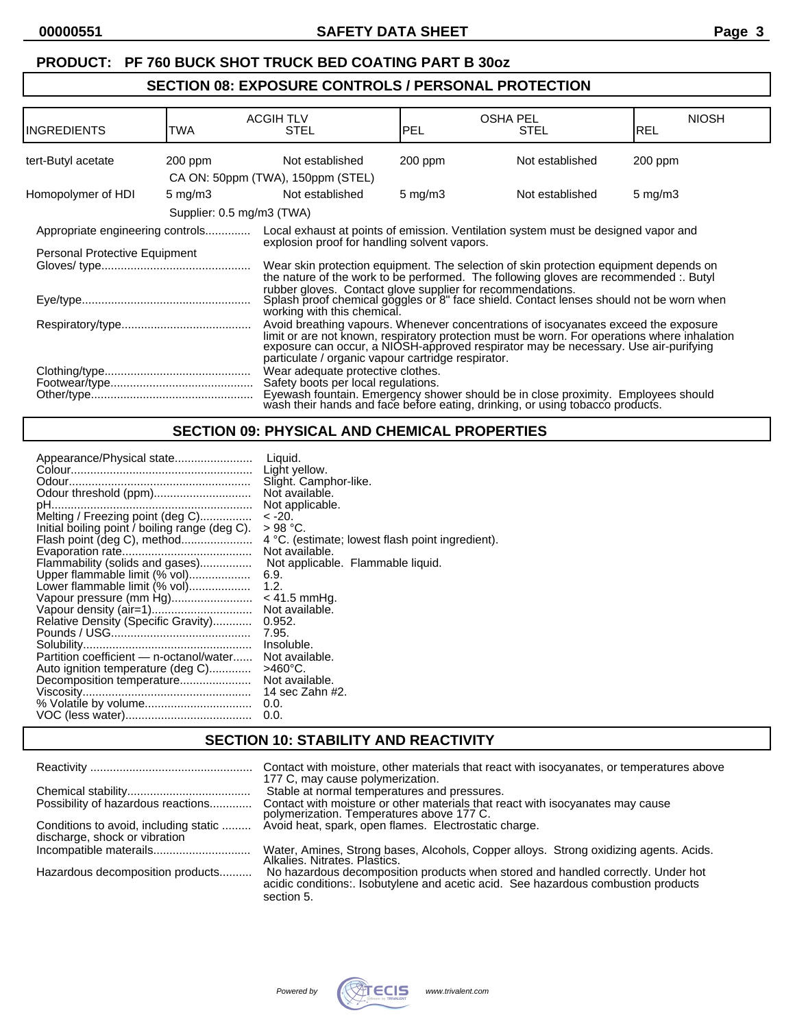**PRODUCT: PF 760 BUCK SHOT TRUCK BED COATING PART B 30oz**

## SECTION 08: EXPOSURE CONTROLS / PERSONAL PROTECTION

| INGREDIENTS | ACGIH TLV TWA | ACGIH TLV STEL | OSHA PEL PEL | OSHA PEL STEL | NIOSH REL |
|---|---|---|---|---|---|
| tert-Butyl acetate | 200 ppm | Not established | 200 ppm | Not established | 200 ppm |
| | CA ON: 50ppm (TWA), 150ppm (STEL) | | | | |
| Homopolymer of HDI | 5 mg/m3 | Not established | 5 mg/m3 | Not established | 5 mg/m3 |
| | Supplier: 0.5 mg/m3 (TWA) | | | | |

Appropriate engineering controls.............. Local exhaust at points of emission. Ventilation system must be designed vapor and explosion proof for handling solvent vapors.

Personal Protective Equipment

Gloves/ type.............................................. Wear skin protection equipment. The selection of skin protection equipment depends on the nature of the work to be performed. The following gloves are recommended :. Butyl rubber gloves. Contact glove supplier for recommendations.

Eye/type.................................................... Splash proof chemical goggles or 8" face shield. Contact lenses should not be worn when working with this chemical.

Respiratory/type........................................ Avoid breathing vapours. Whenever concentrations of isocyanates exceed the exposure limit or are not known, respiratory protection must be worn. For operations where inhalation exposure can occur, a NIOSH-approved respirator may be necessary. Use air-purifying particulate / organic vapour cartridge respirator.

Clothing/type............................................. Wear adequate protective clothes.

Footwear/type............................................ Safety boots per local regulations.

Other/type.................................................. Eyewash fountain. Emergency shower should be in close proximity. Employees should wash their hands and face before eating, drinking, or using tobacco products.

## SECTION 09: PHYSICAL AND CHEMICAL PROPERTIES

Appearance/Physical state........................ Liquid.
Colour........................................................ Light yellow.
Odour........................................................ Slight. Camphor-like.
Odour threshold (ppm).............................. Not available.
pH.............................................................. Not applicable.
Melting / Freezing point (deg C)................ < -20.
Initial boiling point / boiling range (deg C). > 98 °C.
Flash point (deg C), method...................... 4 °C. (estimate; lowest flash point ingredient).
Evaporation rate........................................ Not available.
Flammability (solids and gases)................ Not applicable. Flammable liquid.
Upper flammable limit (% vol)................... 6.9.
Lower flammable limit (% vol)................... 1.2.
Vapour pressure (mm Hg)......................... < 41.5 mmHg.
Vapour density (air=1)............................... Not available.
Relative Density (Specific Gravity)............ 0.952.
Pounds / USG........................................... 7.95.
Solubility.................................................... Insoluble.
Partition coefficient — n-octanol/water...... Not available.
Auto ignition temperature (deg C)............. >460°C.
Decomposition temperature...................... Not available.
Viscosity.................................................... 14 sec Zahn #2.
% Volatile by volume................................. 0.0.
VOC (less water)....................................... 0.0.

## SECTION 10: STABILITY AND REACTIVITY

Reactivity .................................................. Contact with moisture, other materials that react with isocyanates, or temperatures above 177 C, may cause polymerization.

Chemical stability...................................... Stable at normal temperatures and pressures.

Possibility of hazardous reactions............. Contact with moisture or other materials that react with isocyanates may cause polymerization. Temperatures above 177 C.

Conditions to avoid, including static discharge, shock or vibration ......... Avoid heat, spark, open flames. Electrostatic charge.

Incompatible materails.............................. Water, Amines, Strong bases, Alcohols, Copper alloys. Strong oxidizing agents. Acids. Alkalies. Nitrates. Plastics.

Hazardous decomposition products.......... No hazardous decomposition products when stored and handled correctly. Under hot acidic conditions:. Isobutylene and acetic acid. See hazardous combustion products section 5.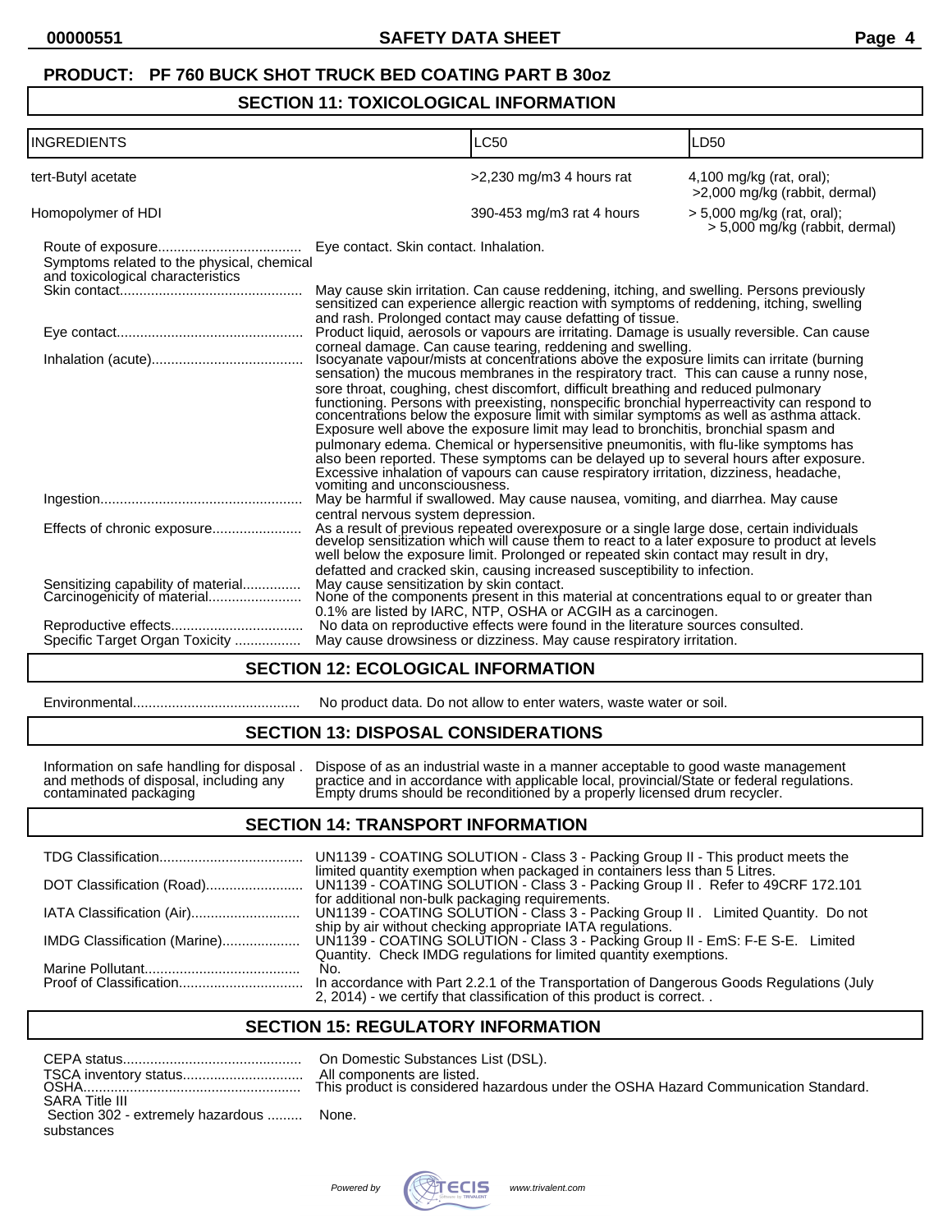**PRODUCT: PF 760 BUCK SHOT TRUCK BED COATING PART B 30oz**

## SECTION 11: TOXICOLOGICAL INFORMATION

| INGREDIENTS | LC50 | LD50 |
|---|---|---|
| tert-Butyl acetate | >2,230 mg/m3 4 hours rat | 4,100 mg/kg (rat, oral); >2,000 mg/kg (rabbit, dermal) |
| Homopolymer of HDI | 390-453 mg/m3 rat 4 hours | > 5,000 mg/kg (rat, oral); > 5,000 mg/kg (rabbit, dermal) |

Route of exposure.................................... Eye contact. Skin contact. Inhalation.

Symptoms related to the physical, chemical and toxicological characteristics

Skin contact.............................................. May cause skin irritation. Can cause reddening, itching, and swelling. Persons previously sensitized can experience allergic reaction with symptoms of reddening, itching, swelling and rash. Prolonged contact may cause defatting of tissue.

Eye contact............................................... Product liquid, aerosols or vapours are irritating. Damage is usually reversible. Can cause corneal damage. Can cause tearing, reddening and swelling.

Inhalation (acute)....................................... Isocyanate vapour/mists at concentrations above the exposure limits can irritate (burning sensation) the mucous membranes in the respiratory tract. This can cause a runny nose, sore throat, coughing, chest discomfort, difficult breathing and reduced pulmonary functioning. Persons with preexisting, nonspecific bronchial hyperreactivity can respond to concentrations below the exposure limit with similar symptoms as well as asthma attack. Exposure well above the exposure limit may lead to bronchitis, bronchial spasm and pulmonary edema. Chemical or hypersensitive pneumonitis, with flu-like symptoms has also been reported. These symptoms can be delayed up to several hours after exposure. Excessive inhalation of vapours can cause respiratory irritation, dizziness, headache, vomiting and unconsciousness.

Ingestion................................................... May be harmful if swallowed. May cause nausea, vomiting, and diarrhea. May cause central nervous system depression.

Effects of chronic exposure....................... As a result of previous repeated overexposure or a single large dose, certain individuals develop sensitization which will cause them to react to a later exposure to product at levels well below the exposure limit. Prolonged or repeated skin contact may result in dry, defatted and cracked skin, causing increased susceptibility to infection.

Sensitizing capability of material............... May cause sensitization by skin contact.

Carcinogenicity of material........................ None of the components present in this material at concentrations equal to or greater than 0.1% are listed by IARC, NTP, OSHA or ACGIH as a carcinogen.

Reproductive effects.................................. No data on reproductive effects were found in the literature sources consulted.

Specific Target Organ Toxicity ................. May cause drowsiness or dizziness. May cause respiratory irritation.

## SECTION 12: ECOLOGICAL INFORMATION

Environmental........................................... No product data. Do not allow to enter waters, waste water or soil.

## SECTION 13: DISPOSAL CONSIDERATIONS

Information on safe handling for disposal and methods of disposal, including any contaminated packaging . Dispose of as an industrial waste in a manner acceptable to good waste management practice and in accordance with applicable local, provincial/State or federal regulations. Empty drums should be reconditioned by a properly licensed drum recycler.

## SECTION 14: TRANSPORT INFORMATION

TDG Classification..................................... UN1139 - COATING SOLUTION - Class 3 - Packing Group II - This product meets the limited quantity exemption when packaged in containers less than 5 Litres.

DOT Classification (Road)......................... UN1139 - COATING SOLUTION - Class 3 - Packing Group II . Refer to 49CRF 172.101 for additional non-bulk packaging requirements.

IATA Classification (Air)............................ UN1139 - COATING SOLUTION - Class 3 - Packing Group II . Limited Quantity. Do not ship by air without checking appropriate IATA regulations.

IMDG Classification (Marine).................... UN1139 - COATING SOLUTION - Class 3 - Packing Group II - EmS: F-E S-E. Limited Quantity. Check IMDG regulations for limited quantity exemptions.

Marine Pollutant........................................ No.

Proof of Classification................................ In accordance with Part 2.2.1 of the Transportation of Dangerous Goods Regulations (July 2, 2014) - we certify that classification of this product is correct. .

## SECTION 15: REGULATORY INFORMATION

CEPA status.............................................. On Domestic Substances List (DSL).

TSCA inventory status............................... All components are listed.

OSHA......................................................... This product is considered hazardous under the OSHA Hazard Communication Standard.

SARA Title III

Section 302 - extremely hazardous substances ......... None.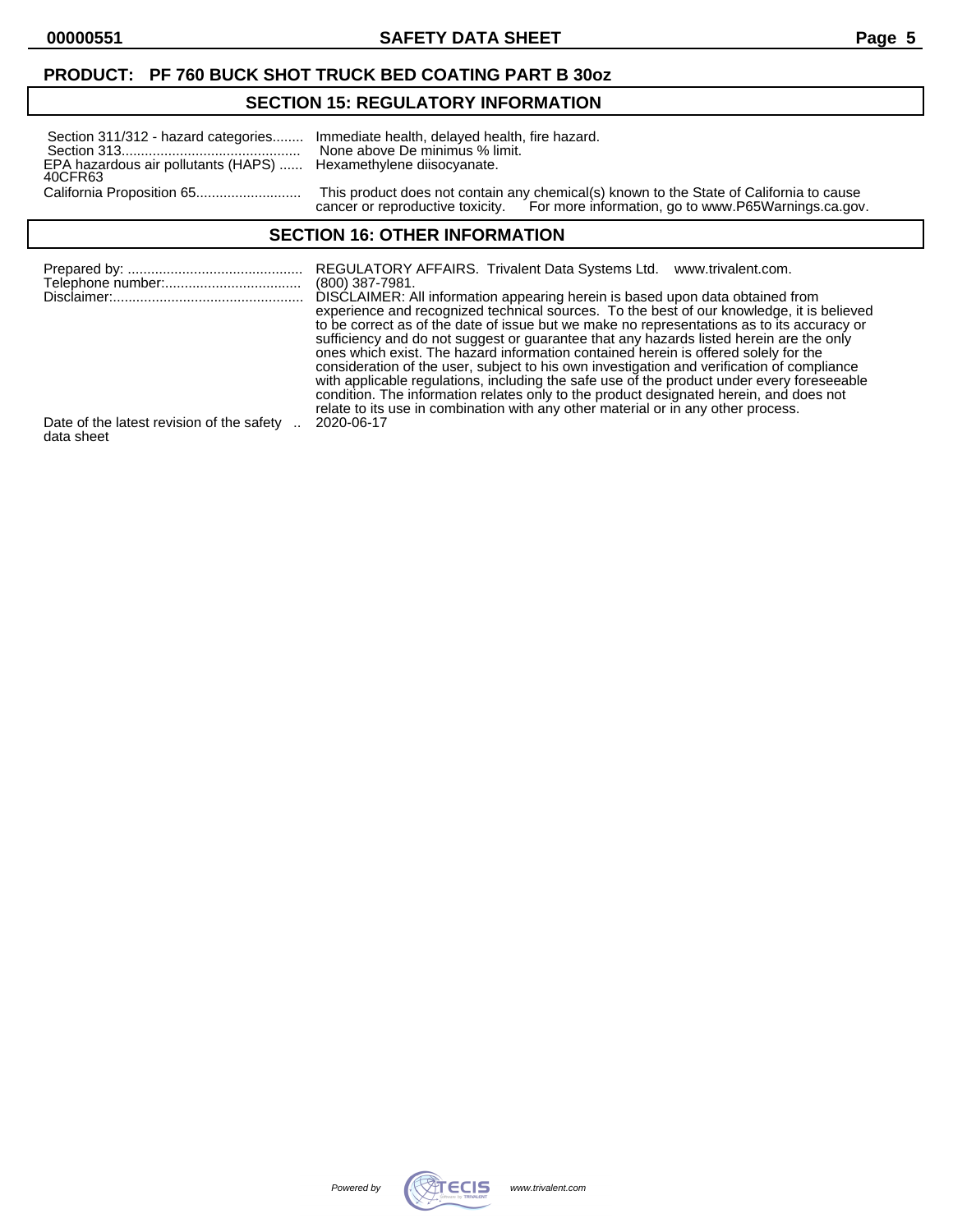**PRODUCT: PF 760 BUCK SHOT TRUCK BED COATING PART B 30oz**

## SECTION 15: REGULATORY INFORMATION

| | |
|---|---|
| Section 311/312 - hazard categories........ | Immediate health, delayed health, fire hazard. |
| Section 313............................................. | None above De minimus % limit. |
| EPA hazardous air pollutants (HAPS) ...... 40CFR63 | Hexamethylene diisocyanate. |
| California Proposition 65........................... | This product does not contain any chemical(s) known to the State of California to cause cancer or reproductive toxicity. For more information, go to www.P65Warnings.ca.gov. |

## SECTION 16: OTHER INFORMATION

| | |
|---|---|
| Prepared by: ............................................. | REGULATORY AFFAIRS. Trivalent Data Systems Ltd. www.trivalent.com. |
| Telephone number:.................................... | (800) 387-7981. |
| Disclaimer:................................................. | DISCLAIMER: All information appearing herein is based upon data obtained from experience and recognized technical sources. To the best of our knowledge, it is believed to be correct as of the date of issue but we make no representations as to its accuracy or sufficiency and do not suggest or guarantee that any hazards listed herein are the only ones which exist. The hazard information contained herein is offered solely for the consideration of the user, subject to his own investigation and verification of compliance with applicable regulations, including the safe use of the product under every foreseeable condition. The information relates only to the product designated herein, and does not relate to its use in combination with any other material or in any other process. |
| Date of the latest revision of the safety .. data sheet | 2020-06-17 |